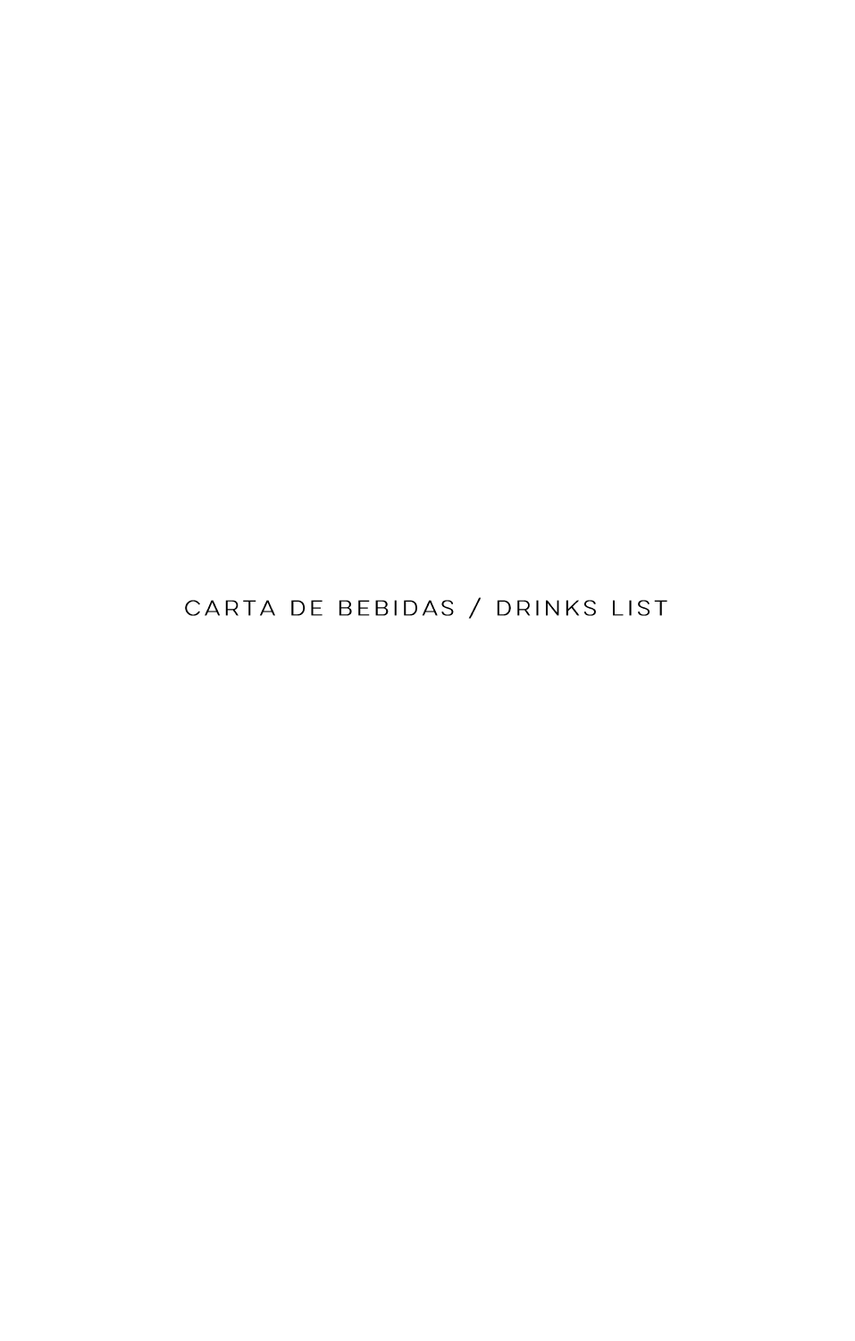# CARTA DE BEBIDAS / DRINKS LIST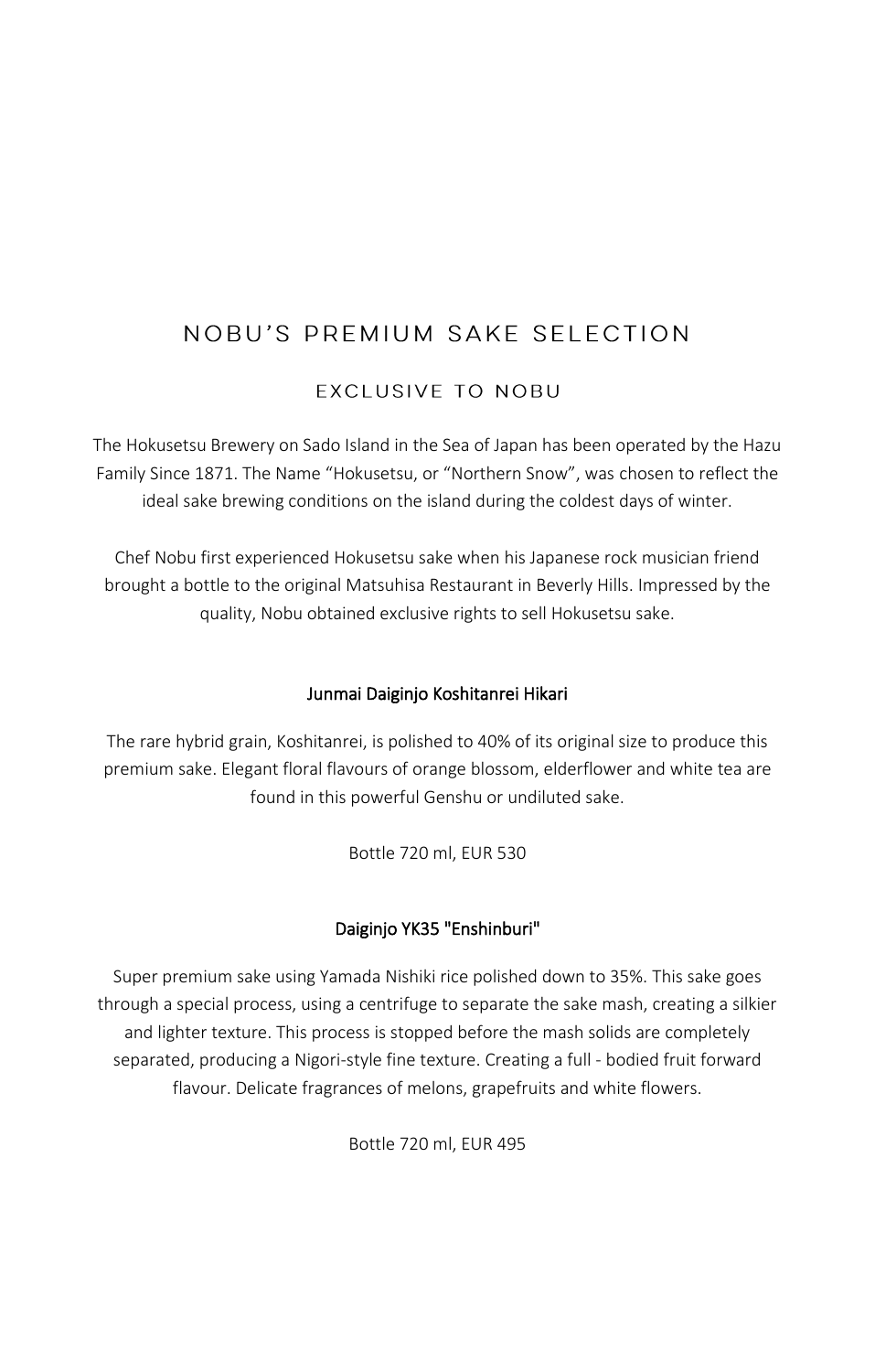# NOBU'S PREMIUM SAKE SELECTION

## EXCLUSIVE TO NOBU

The Hokusetsu Brewery on Sado Island in the Sea of Japan has been operated by the Hazu Family Since 1871. The Name "Hokusetsu, or "Northern Snow", was chosen to reflect the ideal sake brewing conditions on the island during the coldest days of winter.

Chef Nobu first experienced Hokusetsu sake when his Japanese rock musician friend brought a bottle to the original Matsuhisa Restaurant in Beverly Hills. Impressed by the quality, Nobu obtained exclusive rights to sell Hokusetsu sake.

### Junmai Daiginjo Koshitanrei Hikari

The rare hybrid grain, Koshitanrei, is polished to 40% of its original size to produce this premium sake. Elegant floral flavours of orange blossom, elderflower and white tea are found in this powerful Genshu or undiluted sake.

Bottle 720 ml, EUR 530

### Daiginjo YK35 "Enshinburi"

Super premium sake using Yamada Nishiki rice polished down to 35%. This sake goes through a special process, using a centrifuge to separate the sake mash, creating a silkier and lighter texture. This process is stopped before the mash solids are completely separated, producing a Nigori-style fine texture. Creating a full - bodied fruit forward flavour. Delicate fragrances of melons, grapefruits and white flowers.

Bottle 720 ml, EUR 495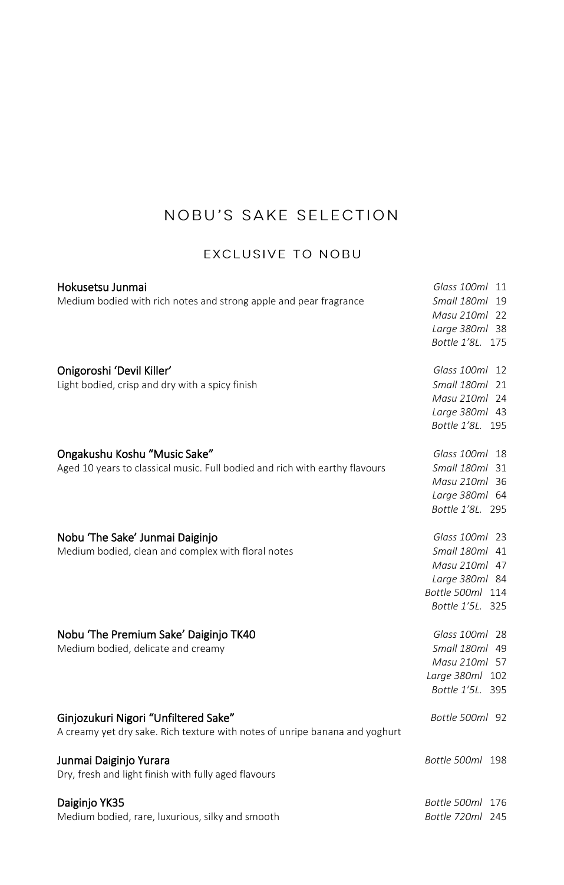# NOBU'S SAKE SELECTION

## EXCLUSIVE TO NOBU

**Hokusetsu Junmai**
Medium bodied with rich notes and strong apple and pear fragrance

*Glass 100ml* 11
*Small 180ml* 19
*Masu 210ml* 22
*Large 380ml* 38
*Bottle 1'8L.* 175

**Onigoroshi 'Devil Killer'**
Light bodied, crisp and dry with a spicy finish

*Glass 100ml* 12
*Small 180ml* 21
*Masu 210ml* 24
*Large 380ml* 43
*Bottle 1'8L.* 195

**Ongakushu Koshu "Music Sake"**
Aged 10 years to classical music. Full bodied and rich with earthy flavours

*Glass 100ml* 18
*Small 180ml* 31
*Masu 210ml* 36
*Large 380ml* 64
*Bottle 1'8L.* 295

**Nobu 'The Sake' Junmai Daiginjo**
Medium bodied, clean and complex with floral notes

*Glass 100ml* 23
*Small 180ml* 41
*Masu 210ml* 47
*Large 380ml* 84
*Bottle 500ml* 114
*Bottle 1'5L.* 325

**Nobu 'The Premium Sake' Daiginjo TK40**
Medium bodied, delicate and creamy

*Glass 100ml* 28
*Small 180ml* 49
*Masu 210ml* 57
*Large 380ml* 102
*Bottle 1'5L.* 395

**Ginjozukuri Nigori "Unfiltered Sake"**
A creamy yet dry sake. Rich texture with notes of unripe banana and yoghurt

*Bottle 500ml* 92

**Junmai Daiginjo Yurara**
Dry, fresh and light finish with fully aged flavours

*Bottle 500ml* 198

**Daiginjo YK35**
Medium bodied, rare, luxurious, silky and smooth

*Bottle 500ml* 176
*Bottle 720ml* 245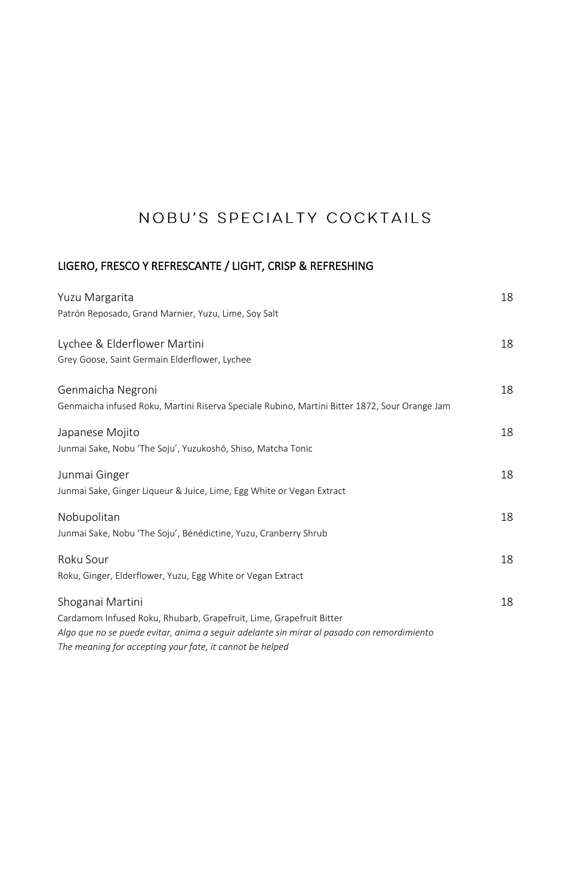# NOBU'S SPECIALTY COCKTAILS

## LIGERO, FRESCO Y REFRESCANTE / LIGHT, CRISP & REFRESHING

Yuzu Margarita — 18
Patrón Reposado, Grand Marnier, Yuzu, Lime, Soy Salt

Lychee & Elderflower Martini — 18
Grey Goose, Saint Germain Elderflower, Lychee

Genmaicha Negroni — 18
Genmaicha infused Roku, Martini Riserva Speciale Rubino, Martini Bitter 1872, Sour Orange Jam

Japanese Mojito — 18
Junmai Sake, Nobu 'The Soju', Yuzukoshō, Shiso, Matcha Tonic

Junmai Ginger — 18
Junmai Sake, Ginger Liqueur & Juice, Lime, Egg White or Vegan Extract

Nobupolitan — 18
Junmai Sake, Nobu 'The Soju', Bénédictine, Yuzu, Cranberry Shrub

Roku Sour — 18
Roku, Ginger, Elderflower, Yuzu, Egg White or Vegan Extract

Shoganai Martini — 18
Cardamom Infused Roku, Rhubarb, Grapefruit, Lime, Grapefruit Bitter
*Algo que no se puede evitar, anima a seguir adelante sin mirar al pasado con remordimiento*
*The meaning for accepting your fate, it cannot be helped*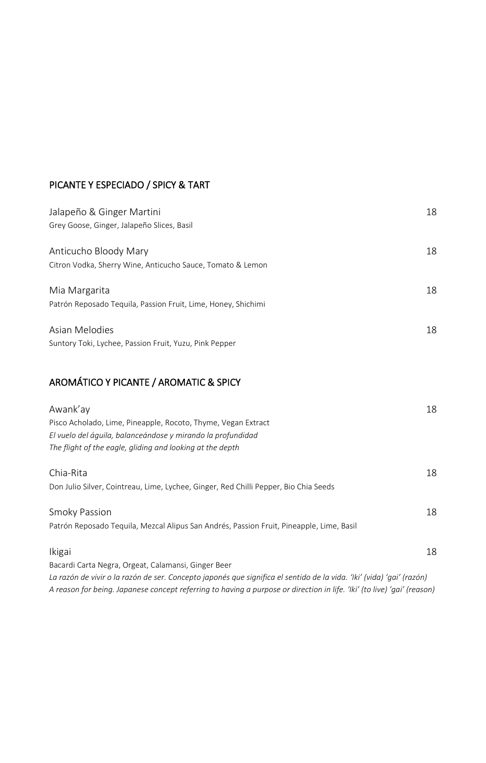## PICANTE Y ESPECIADO / SPICY & TART

Jalapeño & Ginger Martini 18
Grey Goose, Ginger, Jalapeño Slices, Basil

Anticucho Bloody Mary 18
Citron Vodka, Sherry Wine, Anticucho Sauce, Tomato & Lemon

Mia Margarita 18
Patrón Reposado Tequila, Passion Fruit, Lime, Honey, Shichimi

Asian Melodies 18
Suntory Toki, Lychee, Passion Fruit, Yuzu, Pink Pepper

## AROMÁTICO Y PICANTE / AROMATIC & SPICY

Awank'ay 18
Pisco Acholado, Lime, Pineapple, Rocoto, Thyme, Vegan Extract
*El vuelo del águila, balanceándose y mirando la profundidad*
*The flight of the eagle, gliding and looking at the depth*

Chia-Rita 18
Don Julio Silver, Cointreau, Lime, Lychee, Ginger, Red Chilli Pepper, Bio Chia Seeds

Smoky Passion 18
Patrón Reposado Tequila, Mezcal Alipus San Andrés, Passion Fruit, Pineapple, Lime, Basil

Ikigai 18
Bacardi Carta Negra, Orgeat, Calamansi, Ginger Beer
*La razón de vivir o la razón de ser. Concepto japonés que significa el sentido de la vida. 'Iki' (vida) 'gai' (razón)*
*A reason for being. Japanese concept referring to having a purpose or direction in life. 'Iki' (to live) 'gai' (reason)*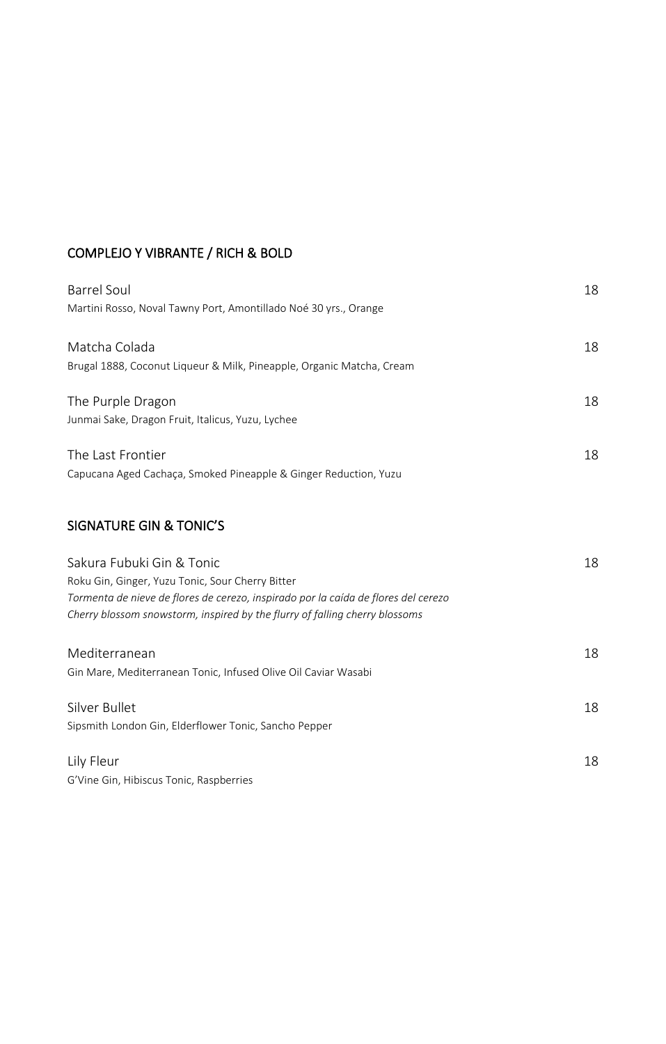## COMPLEJO Y VIBRANTE / RICH & BOLD

Barrel Soul 18
Martini Rosso, Noval Tawny Port, Amontillado Noé 30 yrs., Orange

Matcha Colada 18
Brugal 1888, Coconut Liqueur & Milk, Pineapple, Organic Matcha, Cream

The Purple Dragon 18
Junmai Sake, Dragon Fruit, Italicus, Yuzu, Lychee

The Last Frontier 18
Capucana Aged Cachaça, Smoked Pineapple & Ginger Reduction, Yuzu

## SIGNATURE GIN & TONIC'S

Sakura Fubuki Gin & Tonic 18
Roku Gin, Ginger, Yuzu Tonic, Sour Cherry Bitter
*Tormenta de nieve de flores de cerezo, inspirado por la caída de flores del cerezo*
*Cherry blossom snowstorm, inspired by the flurry of falling cherry blossoms*

Mediterranean 18
Gin Mare, Mediterranean Tonic, Infused Olive Oil Caviar Wasabi

Silver Bullet 18
Sipsmith London Gin, Elderflower Tonic, Sancho Pepper

Lily Fleur 18
G'Vine Gin, Hibiscus Tonic, Raspberries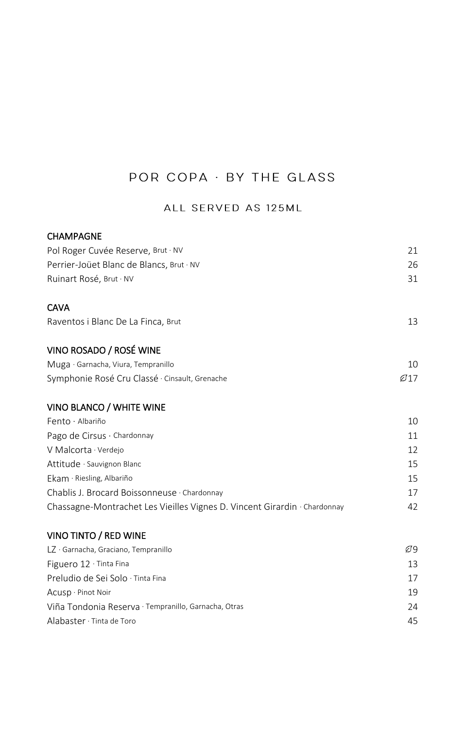# POR COPA · BY THE GLASS

## ALL SERVED AS 125ML

### CHAMPAGNE

| | |
|---|---|
| Pol Roger Cuvée Reserve, Brut · NV | 21 |
| Perrier-Joüet Blanc de Blancs, Brut · NV | 26 |
| Ruinart Rosé, Brut · NV | 31 |

### CAVA

| | |
|---|---|
| Raventos i Blanc De La Finca, Brut | 13 |

### VINO ROSADO / ROSÉ WINE

| | |
|---|---|
| Muga · Garnacha, Viura, Tempranillo | 10 |
| Symphonie Rosé Cru Classé · Cinsault, Grenache | ∅17 |

### VINO BLANCO / WHITE WINE

| | |
|---|---|
| Fento · Albariño | 10 |
| Pago de Cirsus · Chardonnay | 11 |
| V Malcorta · Verdejo | 12 |
| Attitude · Sauvignon Blanc | 15 |
| Ekam · Riesling, Albariño | 15 |
| Chablis J. Brocard Boissonneuse · Chardonnay | 17 |
| Chassagne-Montrachet Les Vieilles Vignes D. Vincent Girardin · Chardonnay | 42 |

### VINO TINTO / RED WINE

| | |
|---|---|
| LZ · Garnacha, Graciano, Tempranillo | ∅9 |
| Figuero 12 · Tinta Fina | 13 |
| Preludio de Sei Solo · Tinta Fina | 17 |
| Acusp · Pinot Noir | 19 |
| Viña Tondonia Reserva · Tempranillo, Garnacha, Otras | 24 |
| Alabaster · Tinta de Toro | 45 |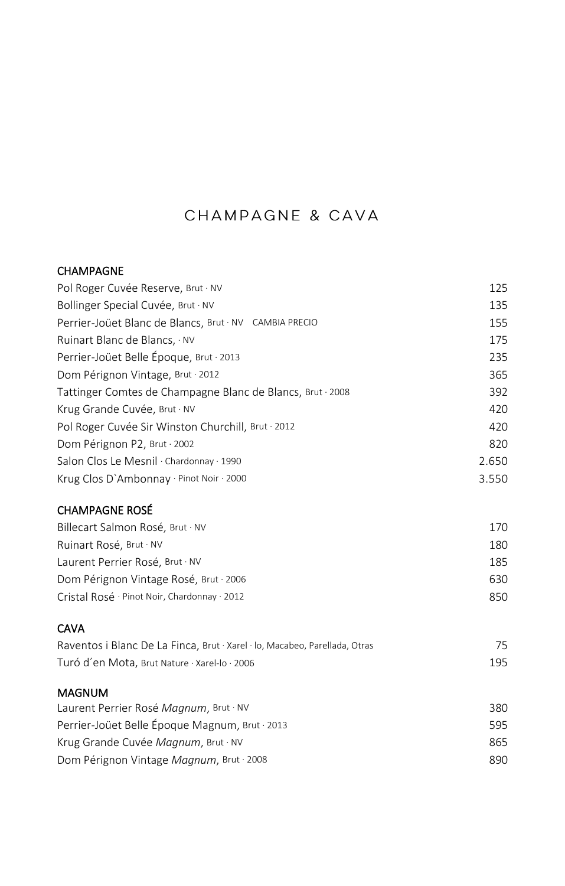# CHAMPAGNE & CAVA

## CHAMPAGNE

| | |
|---|---|
| Pol Roger Cuvée Reserve, Brut · NV | 125 |
| Bollinger Special Cuvée, Brut · NV | 135 |
| Perrier-Joüet Blanc de Blancs, Brut · NV CAMBIA PRECIO | 155 |
| Ruinart Blanc de Blancs, · NV | 175 |
| Perrier-Joüet Belle Époque, Brut · 2013 | 235 |
| Dom Pérignon Vintage, Brut · 2012 | 365 |
| Tattinger Comtes de Champagne Blanc de Blancs, Brut · 2008 | 392 |
| Krug Grande Cuvée, Brut · NV | 420 |
| Pol Roger Cuvée Sir Winston Churchill, Brut · 2012 | 420 |
| Dom Pérignon P2, Brut · 2002 | 820 |
| Salon Clos Le Mesnil · Chardonnay · 1990 | 2.650 |
| Krug Clos D`Ambonnay · Pinot Noir · 2000 | 3.550 |

## CHAMPAGNE ROSÉ

| | |
|---|---|
| Billecart Salmon Rosé, Brut · NV | 170 |
| Ruinart Rosé, Brut · NV | 180 |
| Laurent Perrier Rosé, Brut · NV | 185 |
| Dom Pérignon Vintage Rosé, Brut · 2006 | 630 |
| Cristal Rosé · Pinot Noir, Chardonnay · 2012 | 850 |

## CAVA

| | |
|---|---|
| Raventos i Blanc De La Finca, Brut · Xarel · lo, Macabeo, Parellada, Otras | 75 |
| Turó d´en Mota, Brut Nature · Xarel-lo · 2006 | 195 |

## MAGNUM

| | |
|---|---|
| Laurent Perrier Rosé *Magnum*, Brut · NV | 380 |
| Perrier-Joüet Belle Époque Magnum, Brut · 2013 | 595 |
| Krug Grande Cuvée *Magnum*, Brut · NV | 865 |
| Dom Pérignon Vintage *Magnum*, Brut · 2008 | 890 |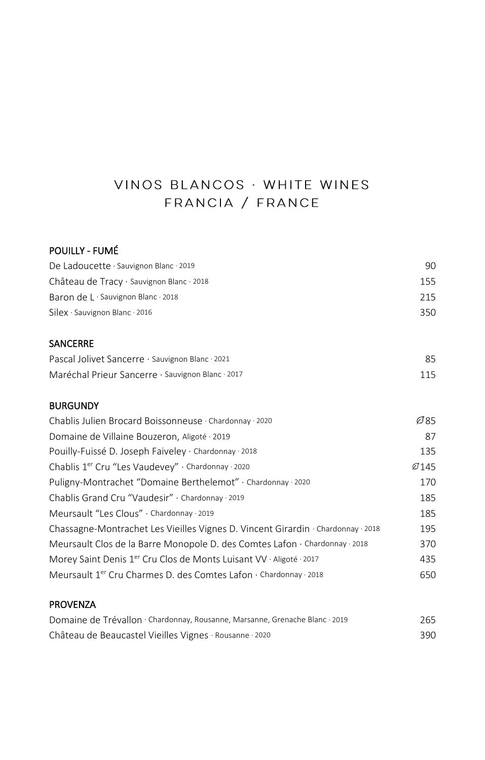# VINOS BLANCOS · WHITE WINES
## FRANCIA / FRANCE

### POUILLY - FUMÉ

| Wine | Price |
| --- | --- |
| De Ladoucette · Sauvignon Blanc · 2019 | 90 |
| Château de Tracy · Sauvignon Blanc · 2018 | 155 |
| Baron de L · Sauvignon Blanc · 2018 | 215 |
| Silex · Sauvignon Blanc · 2016 | 350 |

### SANCERRE

| Wine | Price |
| --- | --- |
| Pascal Jolivet Sancerre · Sauvignon Blanc · 2021 | 85 |
| Maréchal Prieur Sancerre · Sauvignon Blanc · 2017 | 115 |

### BURGUNDY

| Wine | Price |
| --- | --- |
| Chablis Julien Brocard Boissonneuse · Chardonnay · 2020 | 🍃85 |
| Domaine de Villaine Bouzeron, Aligoté · 2019 | 87 |
| Pouilly-Fuissé D. Joseph Faiveley · Chardonnay · 2018 | 135 |
| Chablis 1er Cru "Les Vaudevey" · Chardonnay · 2020 | 🍃145 |
| Puligny-Montrachet "Domaine Berthelemot" · Chardonnay · 2020 | 170 |
| Chablis Grand Cru "Vaudesir" · Chardonnay · 2019 | 185 |
| Meursault "Les Clous" · Chardonnay · 2019 | 185 |
| Chassagne-Montrachet Les Vieilles Vignes D. Vincent Girardin · Chardonnay · 2018 | 195 |
| Meursault Clos de la Barre Monopole D. des Comtes Lafon · Chardonnay · 2018 | 370 |
| Morey Saint Denis 1er Cru Clos de Monts Luisant VV · Aligoté · 2017 | 435 |
| Meursault 1er Cru Charmes D. des Comtes Lafon · Chardonnay · 2018 | 650 |

### PROVENZA

| Wine | Price |
| --- | --- |
| Domaine de Trévallon · Chardonnay, Rousanne, Marsanne, Grenache Blanc · 2019 | 265 |
| Château de Beaucastel Vieilles Vignes · Rousanne · 2020 | 390 |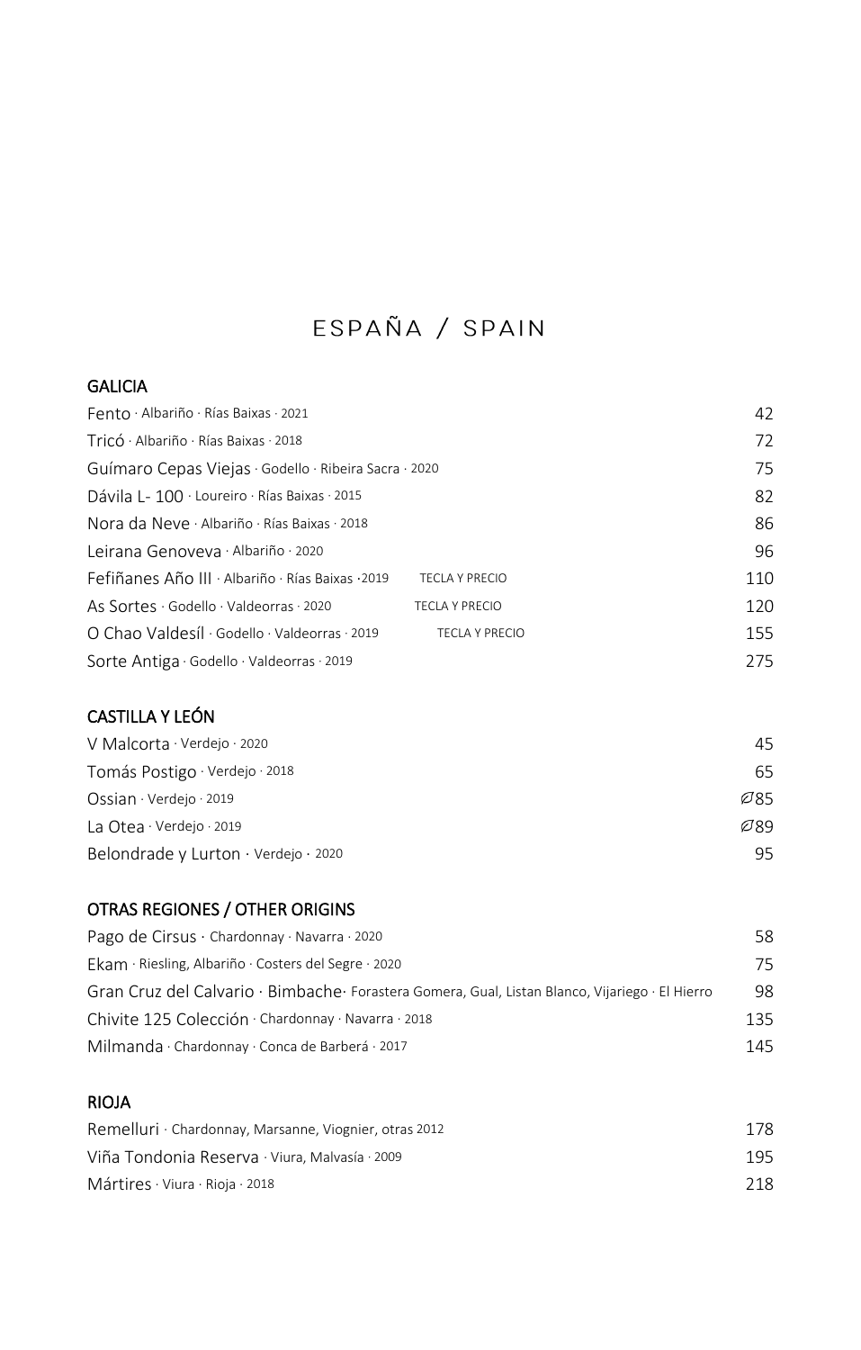# ESPAÑA / SPAIN

## GALICIA

| Vino | | Precio |
|---|---|---|
| Fento · Albariño · Rías Baixas · 2021 | | 42 |
| Tricó · Albariño · Rías Baixas · 2018 | | 72 |
| Guímaro Cepas Viejas · Godello · Ribeira Sacra · 2020 | | 75 |
| Dávila L- 100 · Loureiro · Rías Baixas · 2015 | | 82 |
| Nora da Neve · Albariño · Rías Baixas · 2018 | | 86 |
| Leirana Genoveva · Albariño · 2020 | | 96 |
| Fefiñanes Año III · Albariño · Rías Baixas ·2019 | TECLA Y PRECIO | 110 |
| As Sortes · Godello · Valdeorras · 2020 | TECLA Y PRECIO | 120 |
| O Chao Valdesíl · Godello · Valdeorras · 2019 | TECLA Y PRECIO | 155 |
| Sorte Antiga · Godello · Valdeorras · 2019 | | 275 |

## CASTILLA Y LEÓN

| Vino | Precio |
|---|---|
| V Malcorta · Verdejo · 2020 | 45 |
| Tomás Postigo · Verdejo · 2018 | 65 |
| Ossian · Verdejo · 2019 | Ø85 |
| La Otea · Verdejo · 2019 | Ø89 |
| Belondrade y Lurton · Verdejo · 2020 | 95 |

## OTRAS REGIONES / OTHER ORIGINS

| Vino | Precio |
|---|---|
| Pago de Cirsus · Chardonnay · Navarra · 2020 | 58 |
| Ekam · Riesling, Albariño · Costers del Segre · 2020 | 75 |
| Gran Cruz del Calvario · Bimbache· Forastera Gomera, Gual, Listan Blanco, Vijariego · El Hierro | 98 |
| Chivite 125 Colección · Chardonnay · Navarra · 2018 | 135 |
| Milmanda · Chardonnay · Conca de Barberá · 2017 | 145 |

## RIOJA

| Vino | Precio |
|---|---|
| Remelluri · Chardonnay, Marsanne, Viognier, otras 2012 | 178 |
| Viña Tondonia Reserva · Viura, Malvasía · 2009 | 195 |
| Mártires · Viura · Rioja · 2018 | 218 |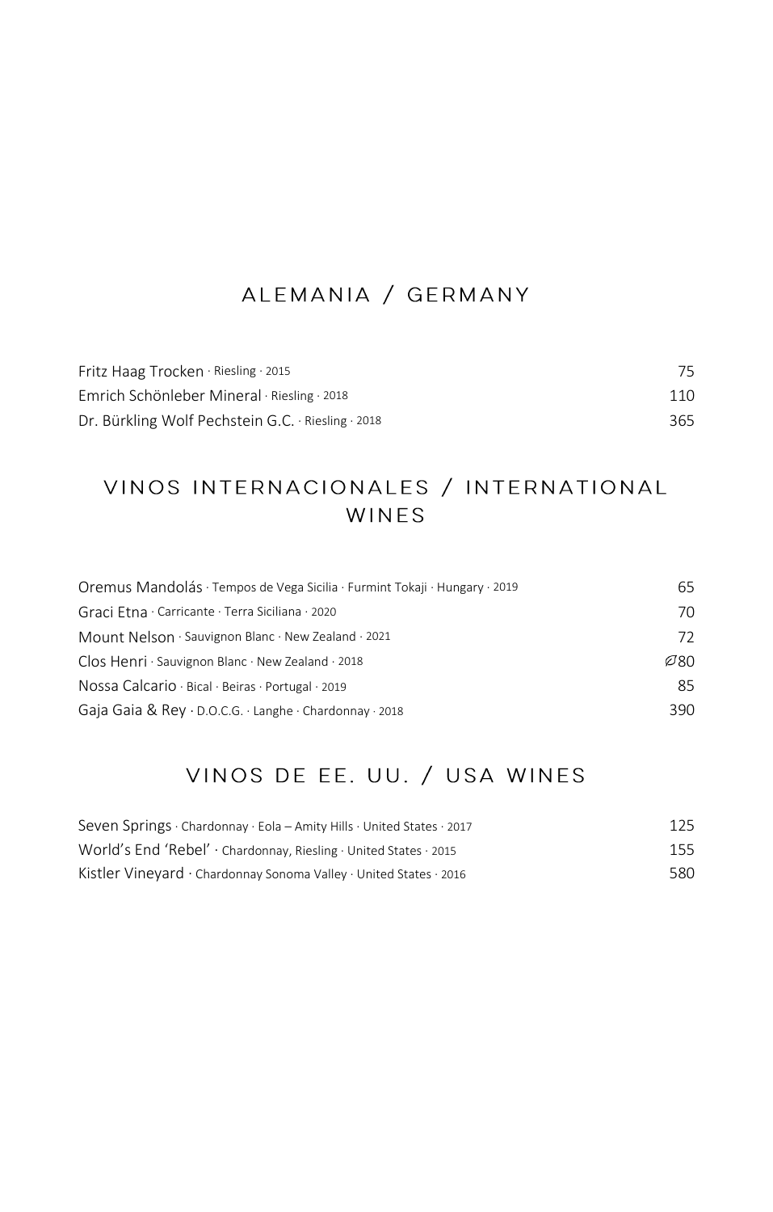## ALEMANIA / GERMANY

| Wine | Price |
|---|---|
| Fritz Haag Trocken · Riesling · 2015 | 75 |
| Emrich Schönleber Mineral · Riesling · 2018 | 110 |
| Dr. Bürkling Wolf Pechstein G.C. · Riesling · 2018 | 365 |

## VINOS INTERNACIONALES / INTERNATIONAL WINES

| Wine | Price |
|---|---|
| Oremus Mandolás · Tempos de Vega Sicilia · Furmint Tokaji · Hungary · 2019 | 65 |
| Graci Etna · Carricante · Terra Siciliana · 2020 | 70 |
| Mount Nelson · Sauvignon Blanc · New Zealand · 2021 | 72 |
| Clos Henri · Sauvignon Blanc · New Zealand · 2018 | 80 |
| Nossa Calcario · Bical · Beiras · Portugal · 2019 | 85 |
| Gaja Gaia & Rey · D.O.C.G. · Langhe · Chardonnay · 2018 | 390 |

## VINOS DE EE. UU. / USA WINES

| Wine | Price |
|---|---|
| Seven Springs · Chardonnay · Eola – Amity Hills · United States · 2017 | 125 |
| World's End 'Rebel' · Chardonnay, Riesling · United States · 2015 | 155 |
| Kistler Vineyard · Chardonnay Sonoma Valley · United States · 2016 | 580 |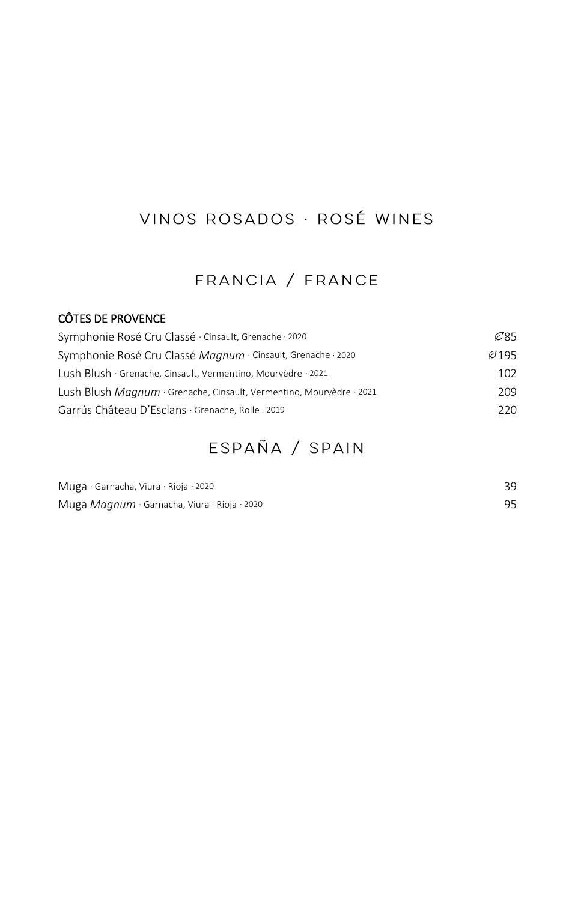# VINOS ROSADOS · ROSÉ WINES

## FRANCIA / FRANCE

### CÔTES DE PROVENCE

| | |
|---|---|
| Symphonie Rosé Cru Classé · Cinsault, Grenache · 2020 | ⌀85 |
| Symphonie Rosé Cru Classé *Magnum* · Cinsault, Grenache · 2020 | ⌀195 |
| Lush Blush · Grenache, Cinsault, Vermentino, Mourvèdre · 2021 | 102 |
| Lush Blush *Magnum* · Grenache, Cinsault, Vermentino, Mourvèdre · 2021 | 209 |
| Garrús Château D'Esclans · Grenache, Rolle · 2019 | 220 |

## ESPAÑA / SPAIN

| | |
|---|---|
| Muga · Garnacha, Viura · Rioja · 2020 | 39 |
| Muga *Magnum* · Garnacha, Viura · Rioja · 2020 | 95 |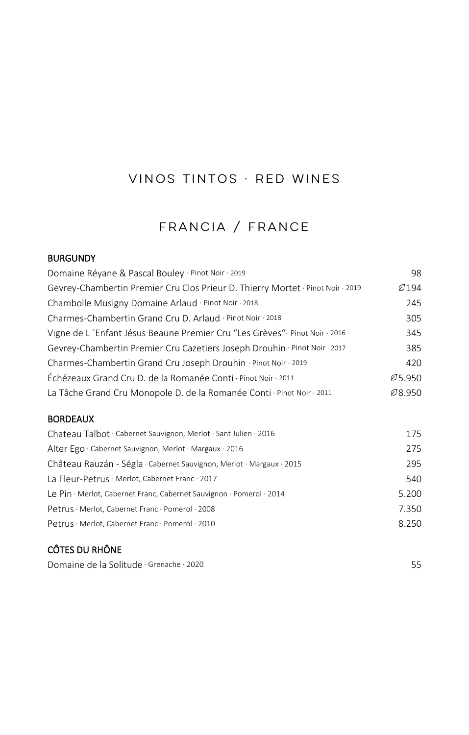# VINOS TINTOS · RED WINES

## FRANCIA / FRANCE

### BURGUNDY

| Wine | Price |
|---|---|
| Domaine Réyane & Pascal Bouley · Pinot Noir · 2019 | 98 |
| Gevrey-Chambertin Premier Cru Clos Prieur D. Thierry Mortet · Pinot Noir · 2019 | Ø194 |
| Chambolle Musigny Domaine Arlaud · Pinot Noir · 2018 | 245 |
| Charmes-Chambertin Grand Cru D. Arlaud · Pinot Noir · 2018 | 305 |
| Vigne de L ´Enfant Jésus Beaune Premier Cru "Les Grèves"· Pinot Noir · 2016 | 345 |
| Gevrey-Chambertin Premier Cru Cazetiers Joseph Drouhin · Pinot Noir · 2017 | 385 |
| Charmes-Chambertin Grand Cru Joseph Drouhin · Pinot Noir · 2019 | 420 |
| Échézeaux Grand Cru D. de la Romanée Conti · Pinot Noir · 2011 | Ø5.950 |
| La Tâche Grand Cru Monopole D. de la Romanée Conti · Pinot Noir · 2011 | Ø8.950 |

### BORDEAUX

| Wine | Price |
|---|---|
| Chateau Talbot · Cabernet Sauvignon, Merlot · Sant Julien · 2016 | 175 |
| Alter Ego · Cabernet Sauvignon, Merlot · Margaux · 2016 | 275 |
| Château Rauzán - Ségla · Cabernet Sauvignon, Merlot · Margaux · 2015 | 295 |
| La Fleur-Petrus · Merlot, Cabernet Franc · 2017 | 540 |
| Le Pin · Merlot, Cabernet Franc, Cabernet Sauvignon · Pomerol · 2014 | 5.200 |
| Petrus · Merlot, Cabernet Franc · Pomerol · 2008 | 7.350 |
| Petrus · Merlot, Cabernet Franc · Pomerol · 2010 | 8.250 |

### CÔTES DU RHÔNE

| Wine | Price |
|---|---|
| Domaine de la Solitude · Grenache · 2020 | 55 |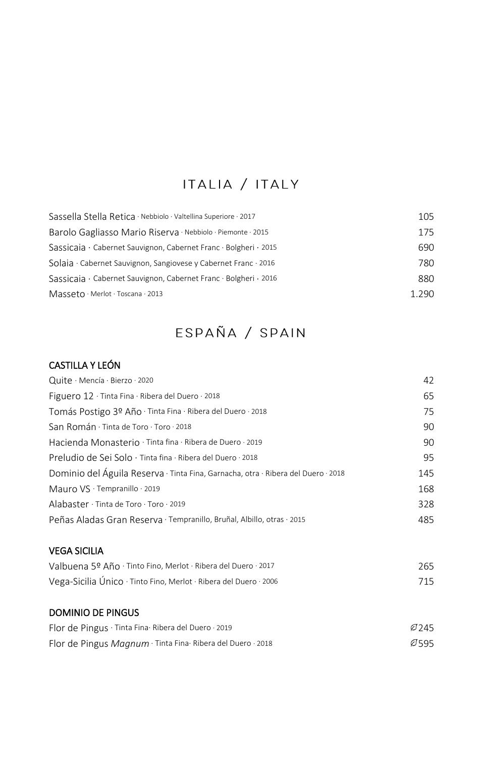# ITALIA / ITALY

| | |
|---|---|
| Sassella Stella Retica · Nebbiolo · Valtellina Superiore · 2017 | 105 |
| Barolo Gagliasso Mario Riserva · Nebbiolo · Piemonte · 2015 | 175 |
| Sassicaia · Cabernet Sauvignon, Cabernet Franc · Bolgheri · 2015 | 690 |
| Solaia · Cabernet Sauvignon, Sangiovese y Cabernet Franc · 2016 | 780 |
| Sassicaia · Cabernet Sauvignon, Cabernet Franc · Bolgheri · 2016 | 880 |
| Masseto · Merlot · Toscana · 2013 | 1.290 |

# ESPAÑA / SPAIN

## CASTILLA Y LEÓN

| | |
|---|---|
| Quite · Mencía · Bierzo · 2020 | 42 |
| Figuero 12 · Tinta Fina · Ribera del Duero · 2018 | 65 |
| Tomás Postigo 3º Año · Tinta Fina · Ribera del Duero · 2018 | 75 |
| San Román · Tinta de Toro · Toro · 2018 | 90 |
| Hacienda Monasterio · Tinta fina · Ribera de Duero · 2019 | 90 |
| Preludio de Sei Solo · Tinta fina · Ribera del Duero · 2018 | 95 |
| Dominio del Águila Reserva · Tinta Fina, Garnacha, otra · Ribera del Duero · 2018 | 145 |
| Mauro VS · Tempranillo · 2019 | 168 |
| Alabaster · Tinta de Toro · Toro · 2019 | 328 |
| Peñas Aladas Gran Reserva · Tempranillo, Bruñal, Albillo, otras · 2015 | 485 |

## VEGA SICILIA

| | |
|---|---|
| Valbuena 5º Año · Tinto Fino, Merlot · Ribera del Duero · 2017 | 265 |
| Vega-Sicilia Único · Tinto Fino, Merlot · Ribera del Duero · 2006 | 715 |

## DOMINIO DE PINGUS

| | |
|---|---|
| Flor de Pingus · Tinta Fina· Ribera del Duero · 2019 | ∅245 |
| Flor de Pingus *Magnum* · Tinta Fina· Ribera del Duero · 2018 | ∅595 |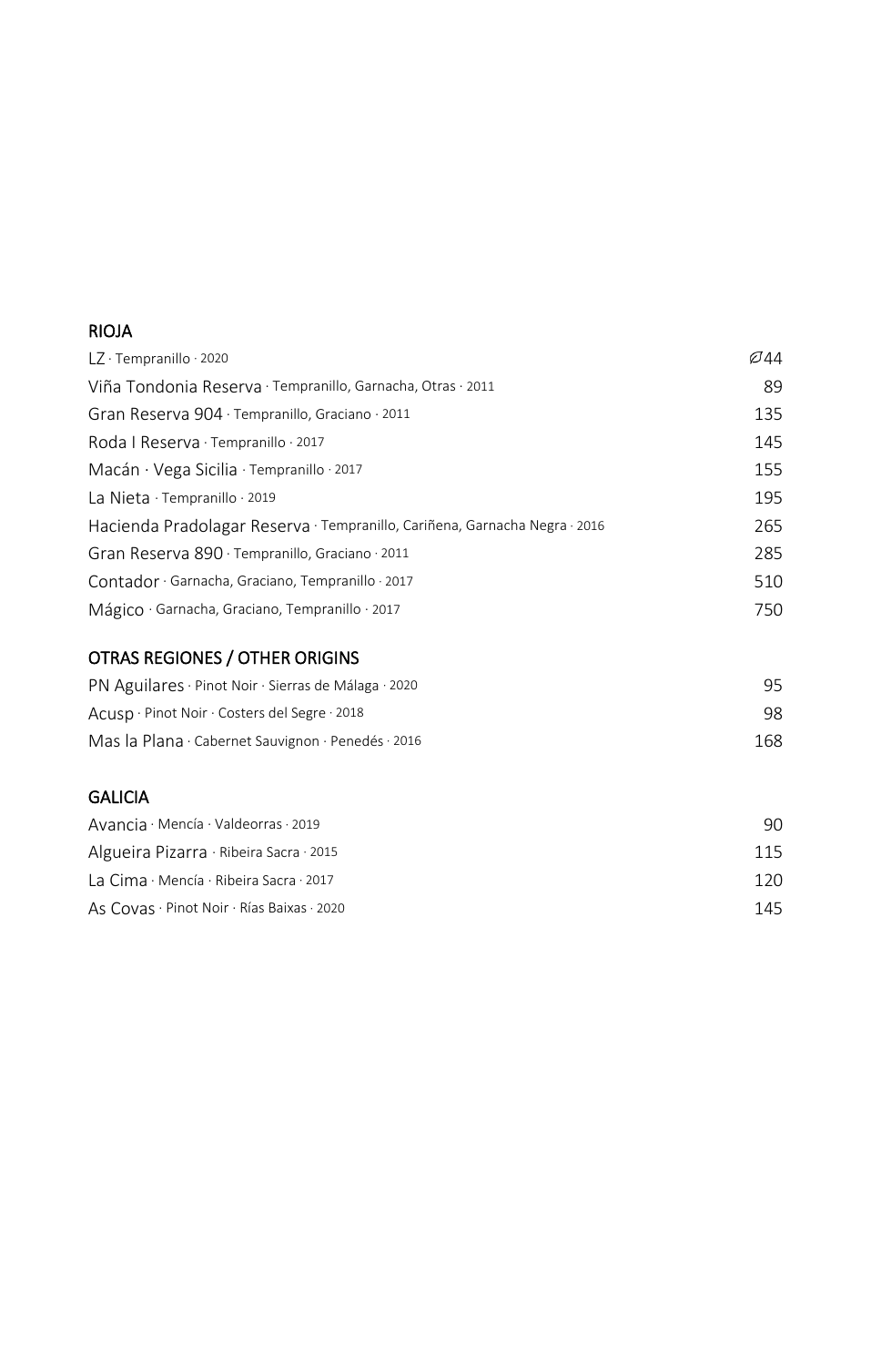## RIOJA

| | |
|---|---|
| LZ · Tempranillo · 2020 | ⌀44 |
| Viña Tondonia Reserva · Tempranillo, Garnacha, Otras · 2011 | 89 |
| Gran Reserva 904 · Tempranillo, Graciano · 2011 | 135 |
| Roda I Reserva · Tempranillo · 2017 | 145 |
| Macán · Vega Sicilia · Tempranillo · 2017 | 155 |
| La Nieta · Tempranillo · 2019 | 195 |
| Hacienda Pradolagar Reserva · Tempranillo, Cariñena, Garnacha Negra · 2016 | 265 |
| Gran Reserva 890 · Tempranillo, Graciano · 2011 | 285 |
| Contador · Garnacha, Graciano, Tempranillo · 2017 | 510 |
| Mágico · Garnacha, Graciano, Tempranillo · 2017 | 750 |

## OTRAS REGIONES / OTHER ORIGINS

| | |
|---|---|
| PN Aguilares · Pinot Noir · Sierras de Málaga · 2020 | 95 |
| Acusp · Pinot Noir · Costers del Segre · 2018 | 98 |
| Mas la Plana · Cabernet Sauvignon · Penedés · 2016 | 168 |

## GALICIA

| | |
|---|---|
| Avancia · Mencía · Valdeorras · 2019 | 90 |
| Algueira Pizarra · Ribeira Sacra · 2015 | 115 |
| La Cima · Mencía · Ribeira Sacra · 2017 | 120 |
| As Covas · Pinot Noir · Rías Baixas · 2020 | 145 |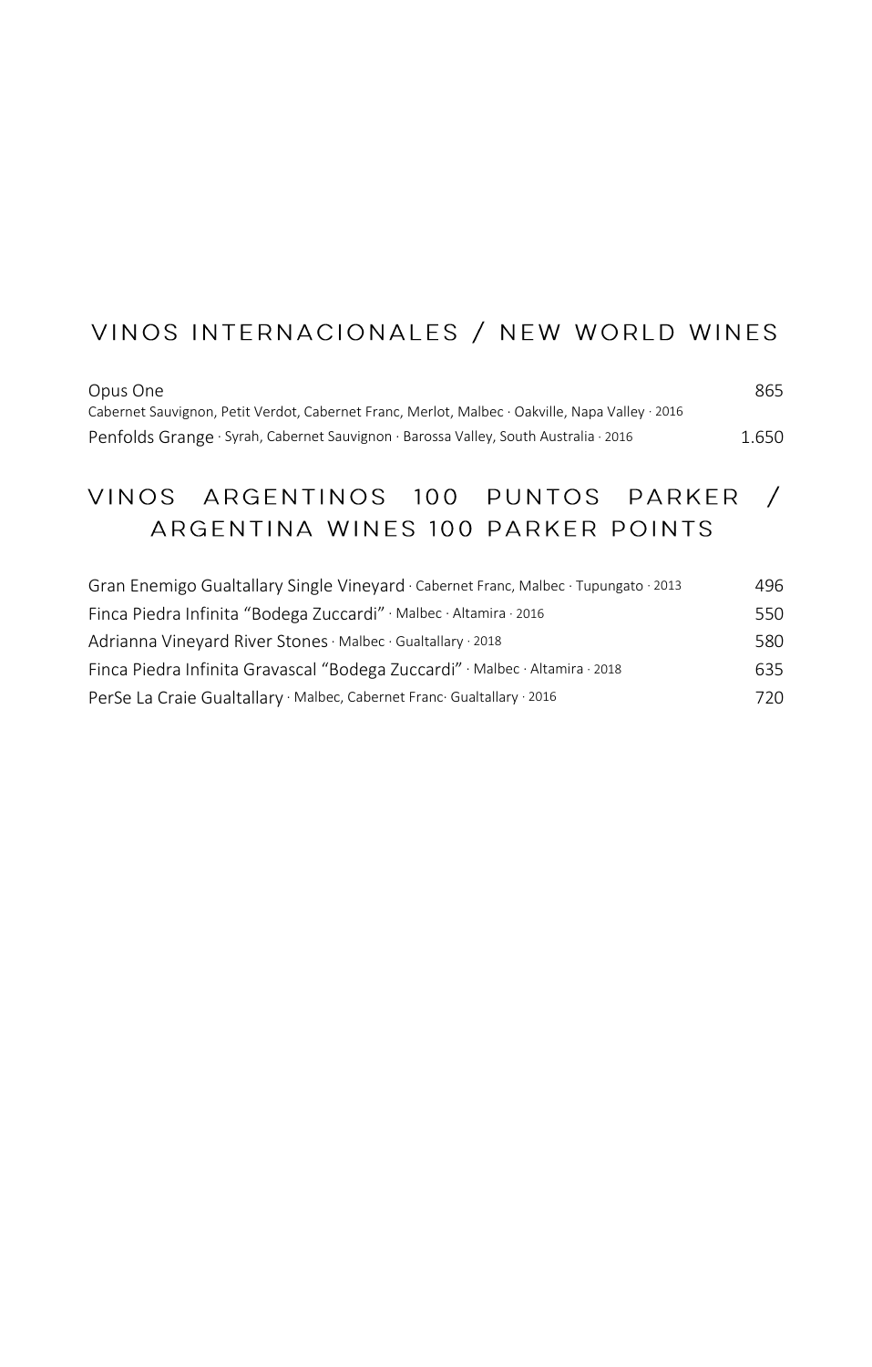## VINOS INTERNACIONALES / NEW WORLD WINES

Opus One — 865
Cabernet Sauvignon, Petit Verdot, Cabernet Franc, Merlot, Malbec · Oakville, Napa Valley · 2016

Penfolds Grange · Syrah, Cabernet Sauvignon · Barossa Valley, South Australia · 2016 — 1.650

## VINOS ARGENTINOS 100 PUNTOS PARKER / ARGENTINA WINES 100 PARKER POINTS

Gran Enemigo Gualtallary Single Vineyard · Cabernet Franc, Malbec · Tupungato · 2013 — 496

Finca Piedra Infinita "Bodega Zuccardi" · Malbec · Altamira · 2016 — 550

Adrianna Vineyard River Stones · Malbec · Gualtallary · 2018 — 580

Finca Piedra Infinita Gravascal "Bodega Zuccardi" · Malbec · Altamira · 2018 — 635

PerSe La Craie Gualtallary · Malbec, Cabernet Franc· Gualtallary · 2016 — 720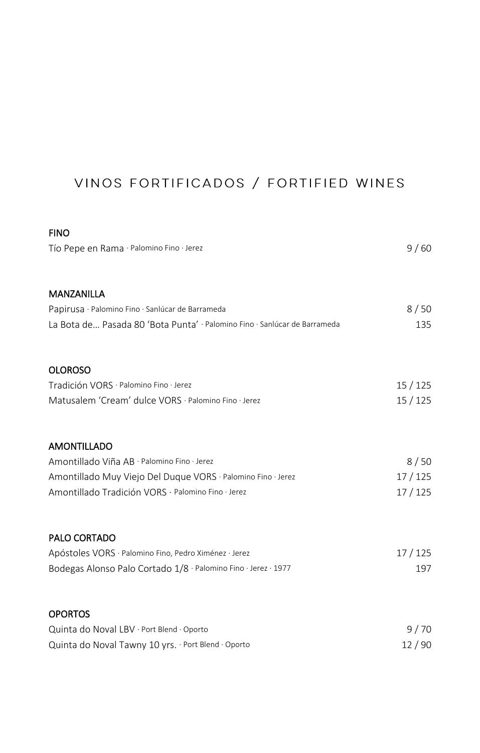# VINOS FORTIFICADOS / FORTIFIED WINES

**FINO**

Tío Pepe en Rama · Palomino Fino · Jerez 9 / 60

**MANZANILLA**

Papirusa · Palomino Fino · Sanlúcar de Barrameda 8 / 50

La Bota de… Pasada 80 'Bota Punta' · Palomino Fino · Sanlúcar de Barrameda 135

**OLOROSO**

Tradición VORS · Palomino Fino · Jerez 15 / 125

Matusalem 'Cream' dulce VORS · Palomino Fino · Jerez 15 / 125

**AMONTILLADO**

Amontillado Viña AB · Palomino Fino · Jerez 8 / 50

Amontillado Muy Viejo Del Duque VORS · Palomino Fino · Jerez 17 / 125

Amontillado Tradición VORS · Palomino Fino · Jerez 17 / 125

**PALO CORTADO**

Apóstoles VORS · Palomino Fino, Pedro Ximénez · Jerez 17 / 125

Bodegas Alonso Palo Cortado 1/8 · Palomino Fino · Jerez · 1977 197

**OPORTOS**

Quinta do Noval LBV · Port Blend · Oporto 9 / 70

Quinta do Noval Tawny 10 yrs. · Port Blend · Oporto 12 / 90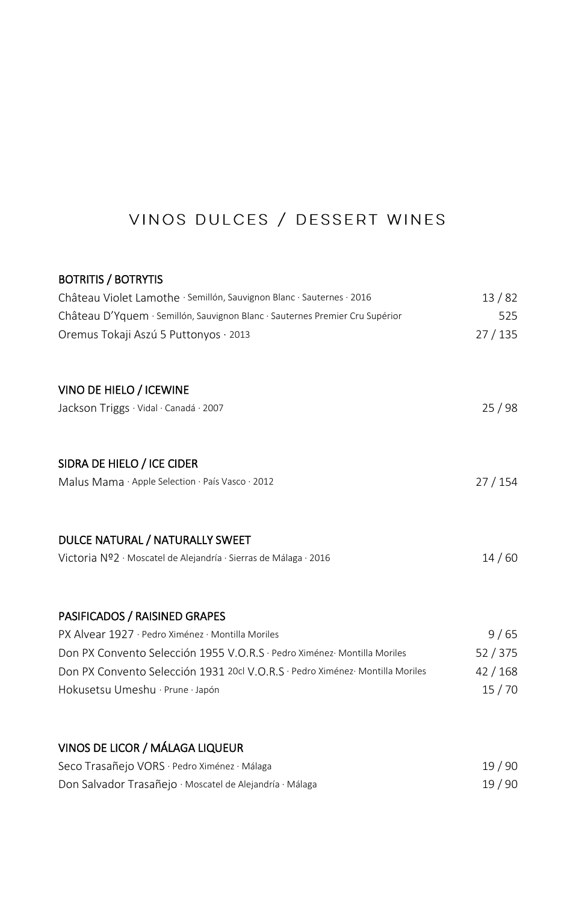# VINOS DULCES / DESSERT WINES

**BOTRITIS / BOTRYTIS**

Château Violet Lamothe · Semillón, Sauvignon Blanc · Sauternes · 2016 — 13 / 82

Château D'Yquem · Semillón, Sauvignon Blanc · Sauternes Premier Cru Supérior — 525

Oremus Tokaji Aszú 5 Puttonyos · 2013 — 27 / 135

**VINO DE HIELO / ICEWINE**

Jackson Triggs · Vidal · Canadá · 2007 — 25 / 98

**SIDRA DE HIELO / ICE CIDER**

Malus Mama · Apple Selection · País Vasco · 2012 — 27 / 154

**DULCE NATURAL / NATURALLY SWEET**

Victoria Nº2 · Moscatel de Alejandría · Sierras de Málaga · 2016 — 14 / 60

**PASIFICADOS / RAISINED GRAPES**

PX Alvear 1927 · Pedro Ximénez · Montilla Moriles — 9 / 65

Don PX Convento Selección 1955 V.O.R.S · Pedro Ximénez· Montilla Moriles — 52 / 375

Don PX Convento Selección 1931 20cl V.O.R.S · Pedro Ximénez· Montilla Moriles — 42 / 168

Hokusetsu Umeshu · Prune · Japón — 15 / 70

**VINOS DE LICOR / MÁLAGA LIQUEUR**

Seco Trasañejo VORS · Pedro Ximénez · Málaga — 19 / 90

Don Salvador Trasañejo · Moscatel de Alejandría · Málaga — 19 / 90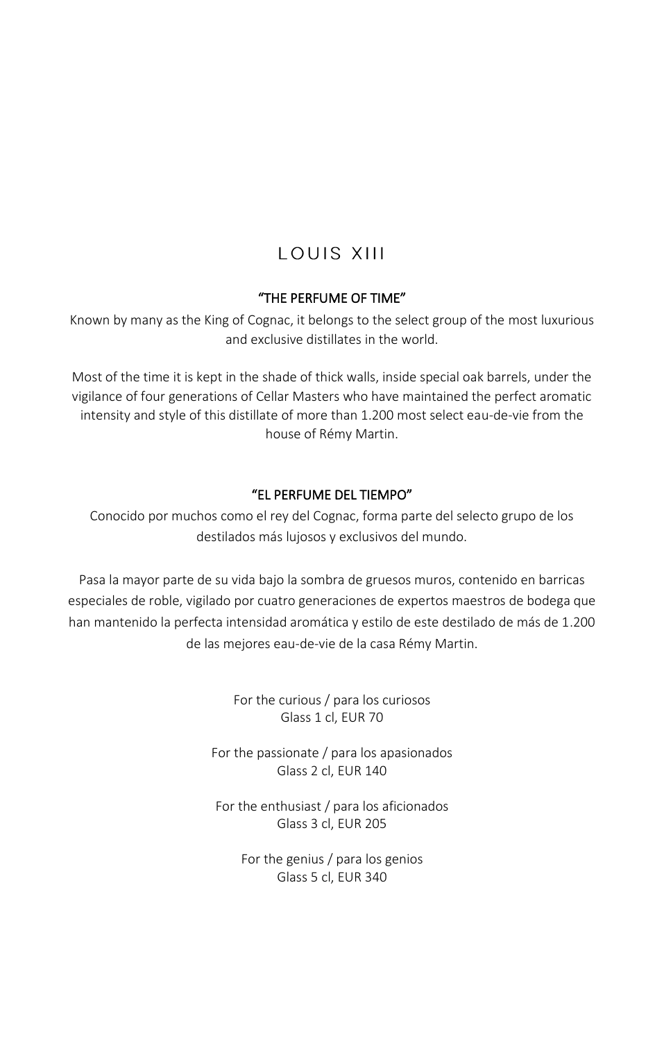# LOUIS XIII

**"THE PERFUME OF TIME"**

Known by many as the King of Cognac, it belongs to the select group of the most luxurious and exclusive distillates in the world.

Most of the time it is kept in the shade of thick walls, inside special oak barrels, under the vigilance of four generations of Cellar Masters who have maintained the perfect aromatic intensity and style of this distillate of more than 1.200 most select eau-de-vie from the house of Rémy Martin.

**"EL PERFUME DEL TIEMPO"**

Conocido por muchos como el rey del Cognac, forma parte del selecto grupo de los destilados más lujosos y exclusivos del mundo.

Pasa la mayor parte de su vida bajo la sombra de gruesos muros, contenido en barricas especiales de roble, vigilado por cuatro generaciones de expertos maestros de bodega que han mantenido la perfecta intensidad aromática y estilo de este destilado de más de 1.200 de las mejores eau-de-vie de la casa Rémy Martin.

For the curious / para los curiosos
Glass 1 cl, EUR 70

For the passionate / para los apasionados
Glass 2 cl, EUR 140

For the enthusiast / para los aficionados
Glass 3 cl, EUR 205

For the genius / para los genios
Glass 5 cl, EUR 340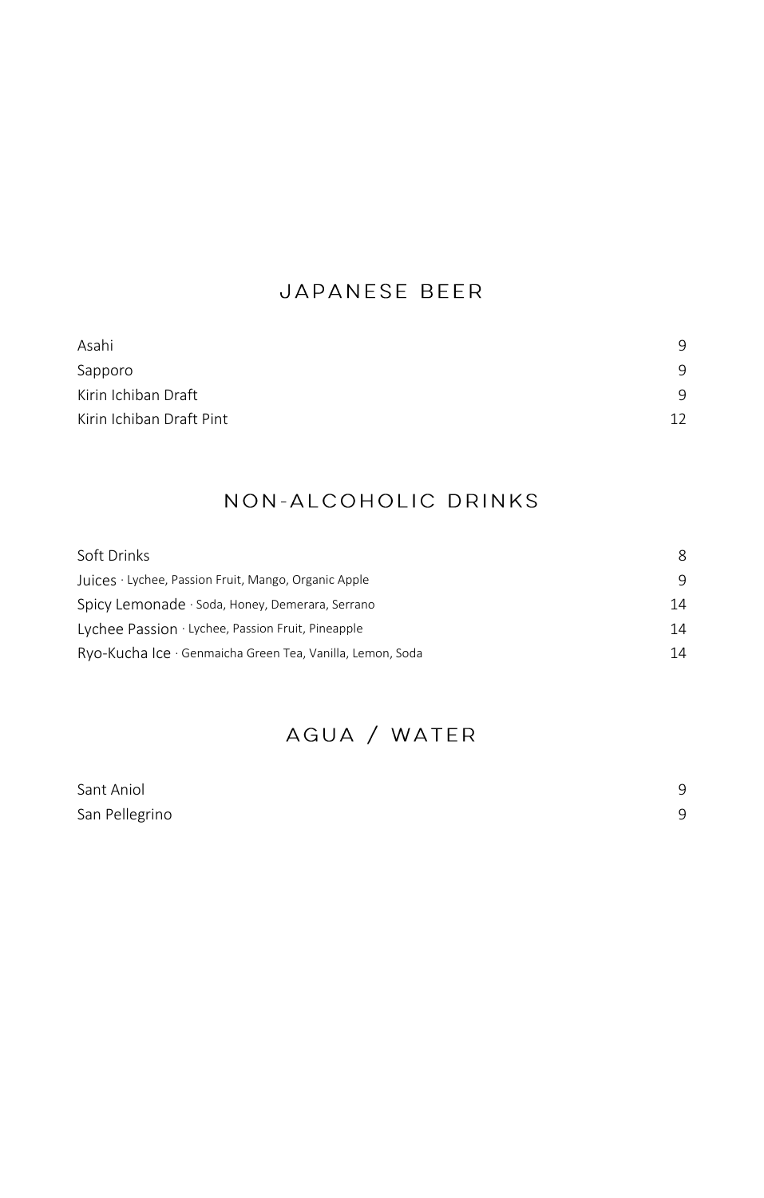## JAPANESE BEER

| | |
|---|---|
| Asahi | 9 |
| Sapporo | 9 |
| Kirin Ichiban Draft | 9 |
| Kirin Ichiban Draft Pint | 12 |

## NON-ALCOHOLIC DRINKS

| | |
|---|---|
| Soft Drinks | 8 |
| Juices · Lychee, Passion Fruit, Mango, Organic Apple | 9 |
| Spicy Lemonade · Soda, Honey, Demerara, Serrano | 14 |
| Lychee Passion · Lychee, Passion Fruit, Pineapple | 14 |
| Ryo-Kucha Ice · Genmaicha Green Tea, Vanilla, Lemon, Soda | 14 |

## AGUA / WATER

| | |
|---|---|
| Sant Aniol | 9 |
| San Pellegrino | 9 |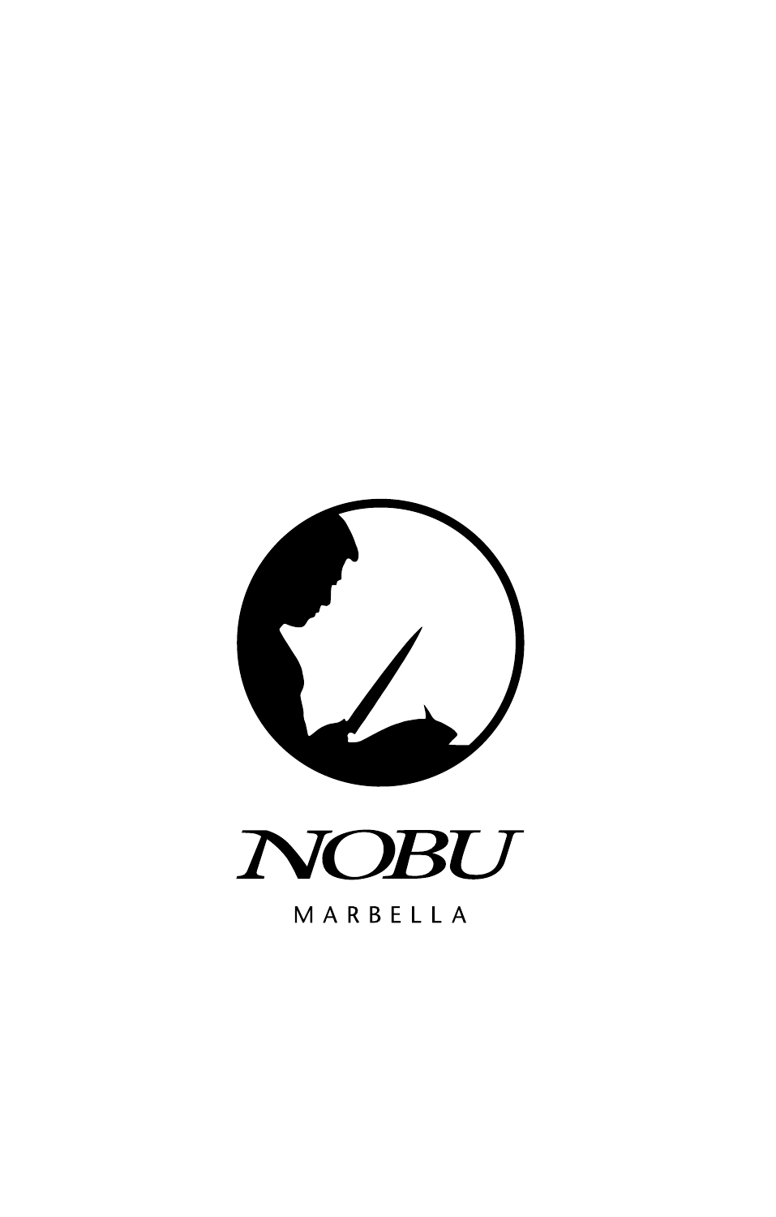NOBU

MARBELLA